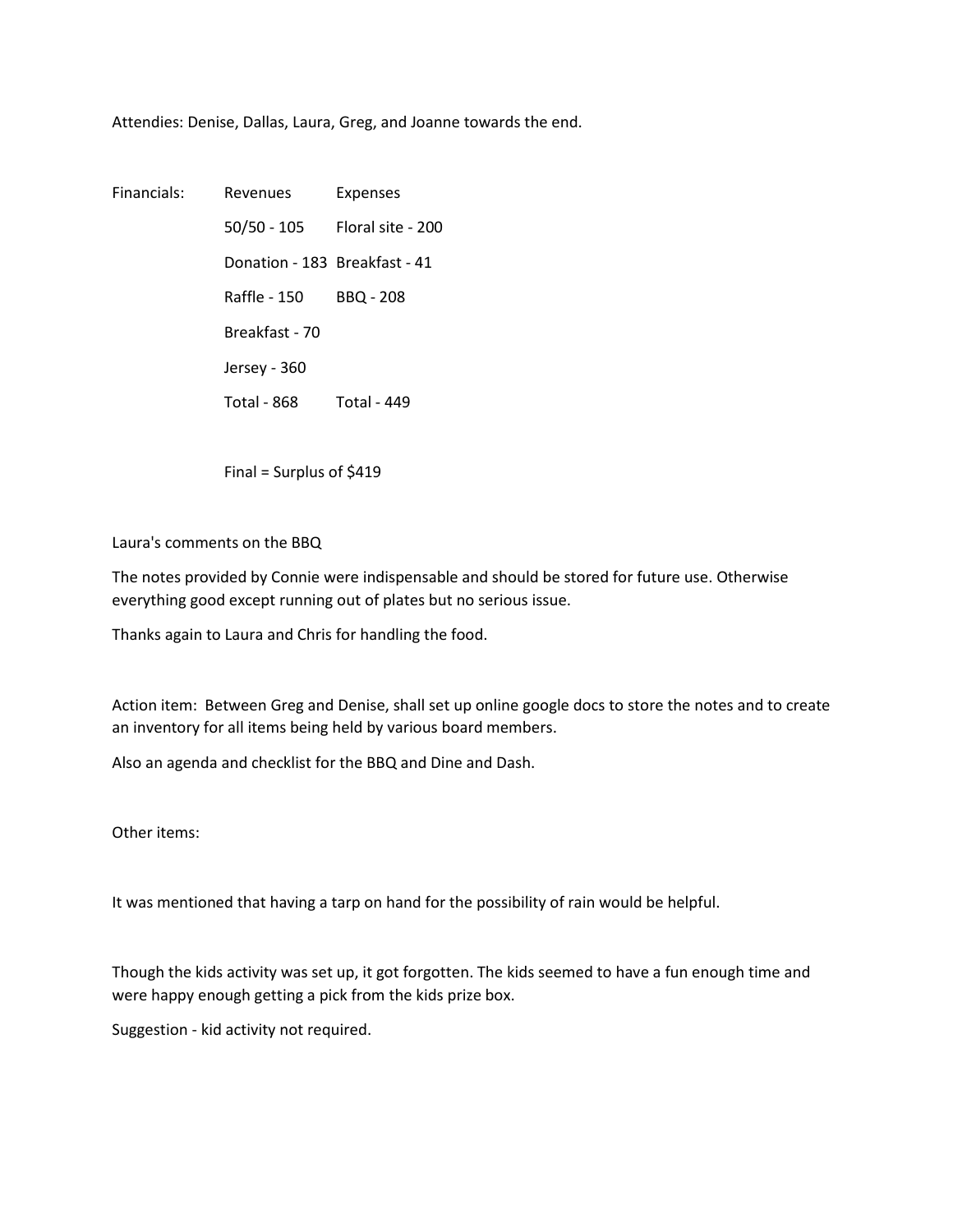Attendies: Denise, Dallas, Laura, Greg, and Joanne towards the end.

Financials:

| Revenues | Expenses |
|---|---|
| 50/50 - 105 | Floral site - 200 |
| Donation - 183 | Breakfast - 41 |
| Raffle - 150 | BBQ - 208 |
| Breakfast - 70 | |
| Jersey - 360 | |
| Total - 868 | Total - 449 |

Final = Surplus of $419

Laura's comments on the BBQ

The notes provided by Connie were indispensable and should be stored for future use. Otherwise everything good except running out of plates but no serious issue.

Thanks again to Laura and Chris for handling the food.

Action item: Between Greg and Denise, shall set up online google docs to store the notes and to create an inventory for all items being held by various board members.

Also an agenda and checklist for the BBQ and Dine and Dash.

Other items:

It was mentioned that having a tarp on hand for the possibility of rain would be helpful.

Though the kids activity was set up, it got forgotten. The kids seemed to have a fun enough time and were happy enough getting a pick from the kids prize box.

Suggestion - kid activity not required.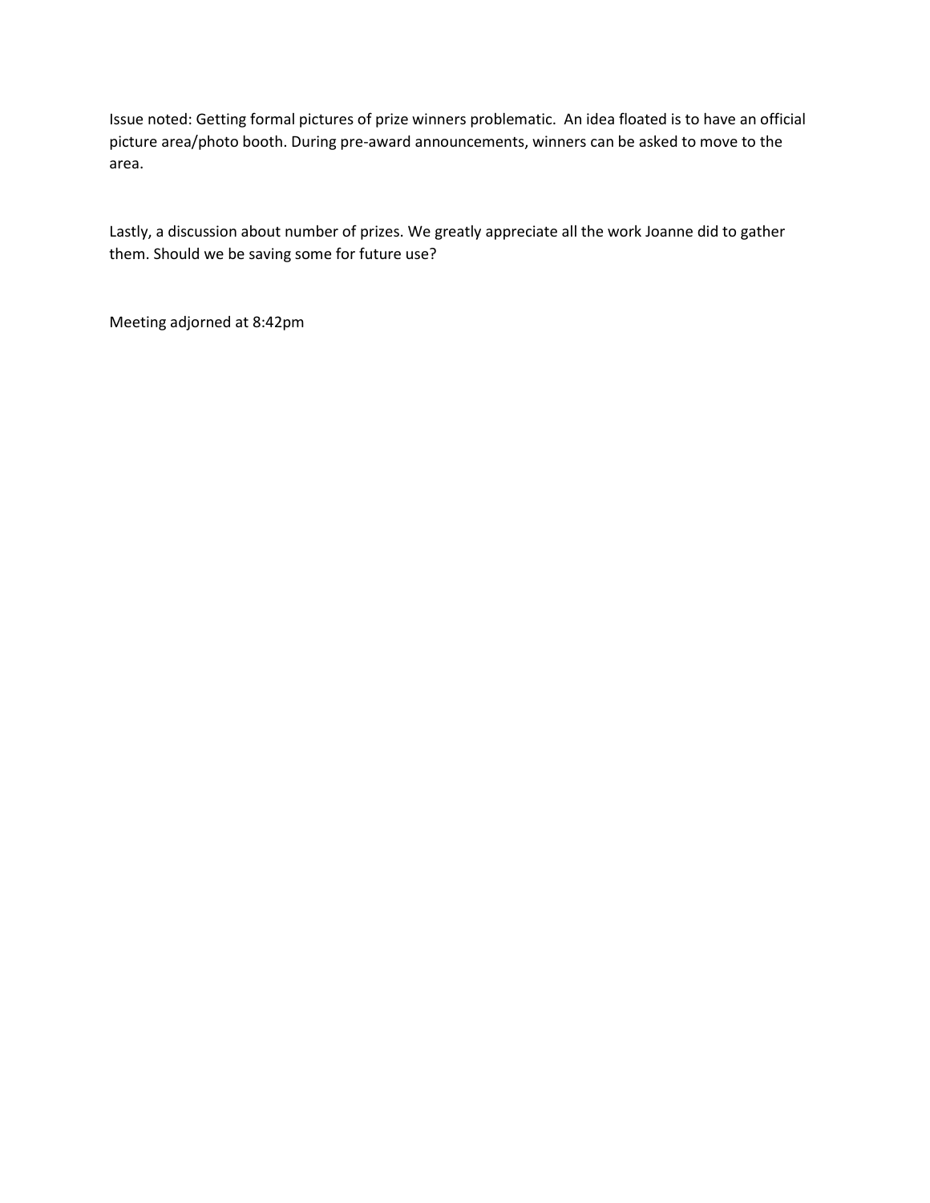Issue noted: Getting formal pictures of prize winners problematic. An idea floated is to have an official picture area/photo booth. During pre-award announcements, winners can be asked to move to the area.

Lastly, a discussion about number of prizes. We greatly appreciate all the work Joanne did to gather them. Should we be saving some for future use?

Meeting adjorned at 8:42pm